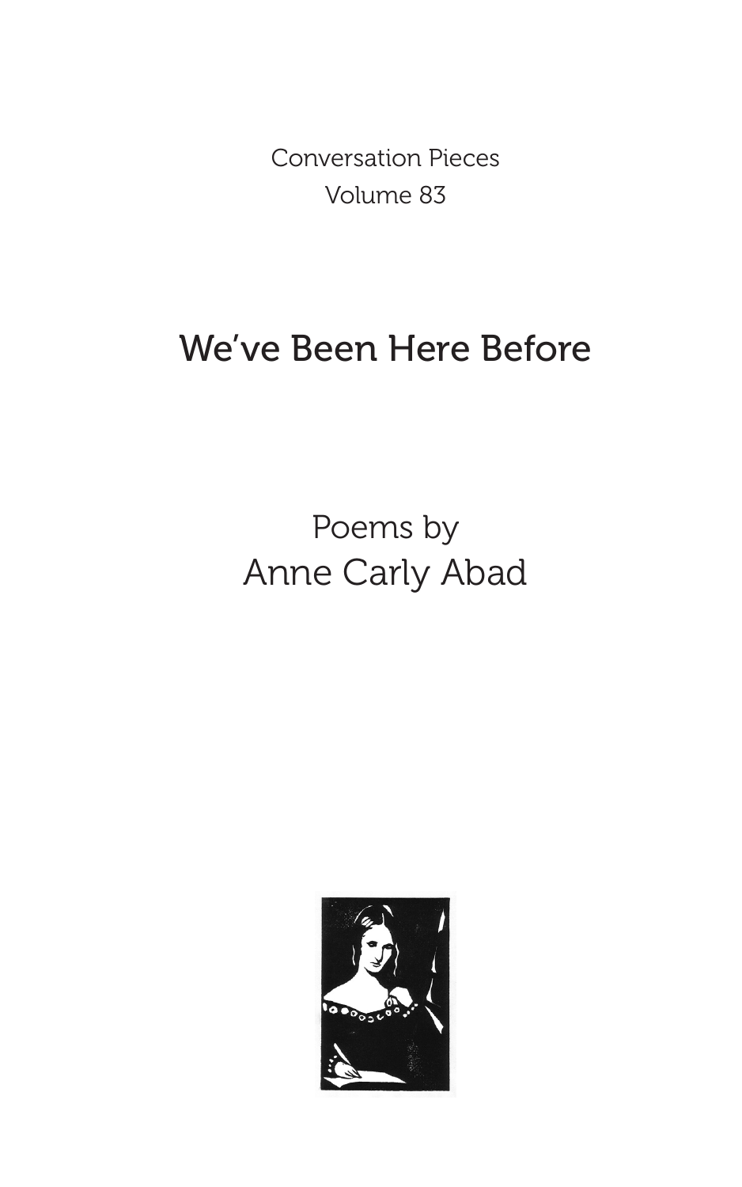Conversation Pieces
Volume 83

# We've Been Here Before

Poems by
Anne Carly Abad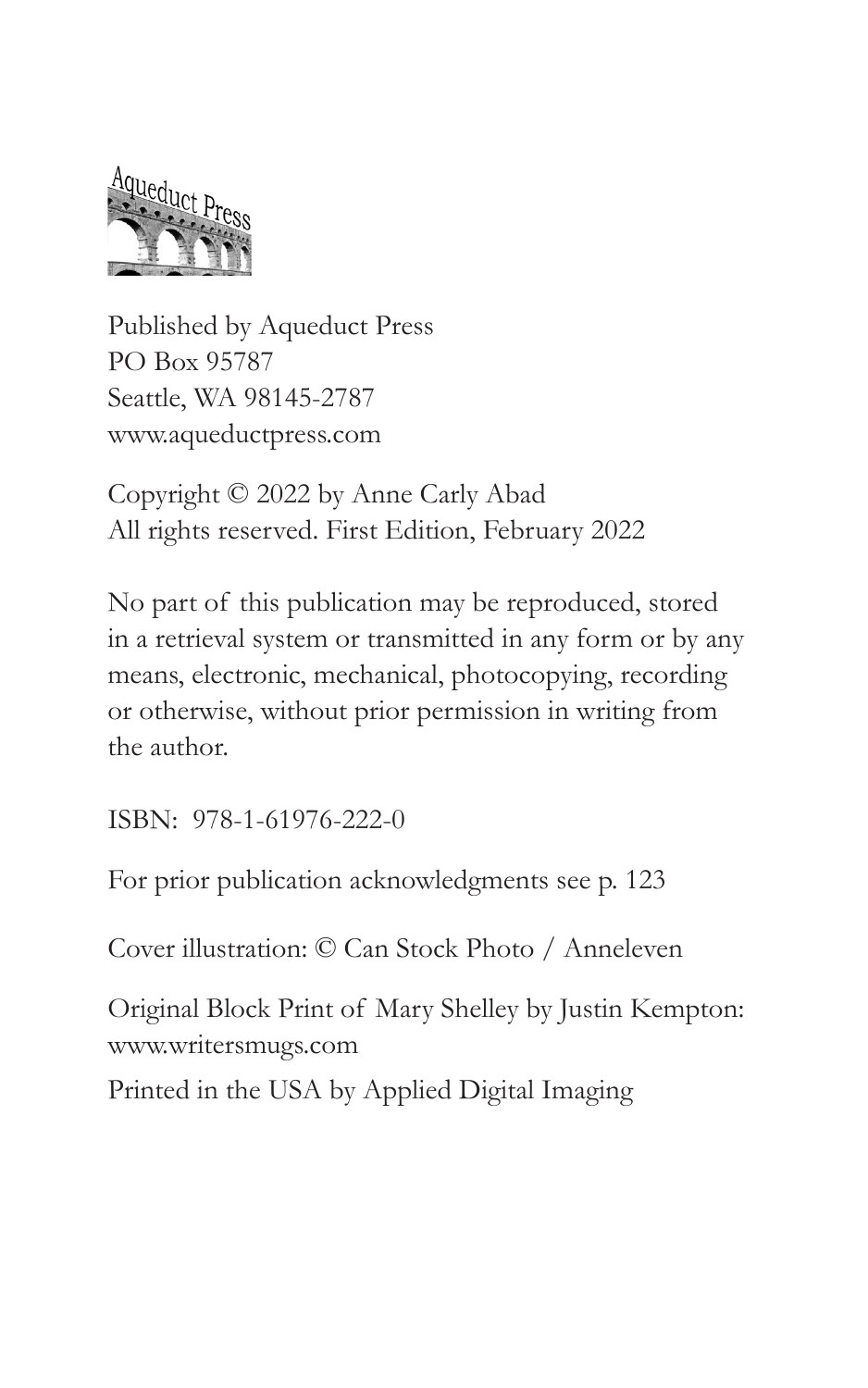Aqueduct Press

Published by Aqueduct Press
PO Box 95787
Seattle, WA 98145-2787
www.aqueductpress.com

Copyright © 2022 by Anne Carly Abad
All rights reserved. First Edition, February 2022

No part of this publication may be reproduced, stored in a retrieval system or transmitted in any form or by any means, electronic, mechanical, photocopying, recording or otherwise, without prior permission in writing from the author.

ISBN: 978-1-61976-222-0

For prior publication acknowledgments see p. 123

Cover illustration: © Can Stock Photo / Anneleven

Original Block Print of Mary Shelley by Justin Kempton: www.writersmugs.com

Printed in the USA by Applied Digital Imaging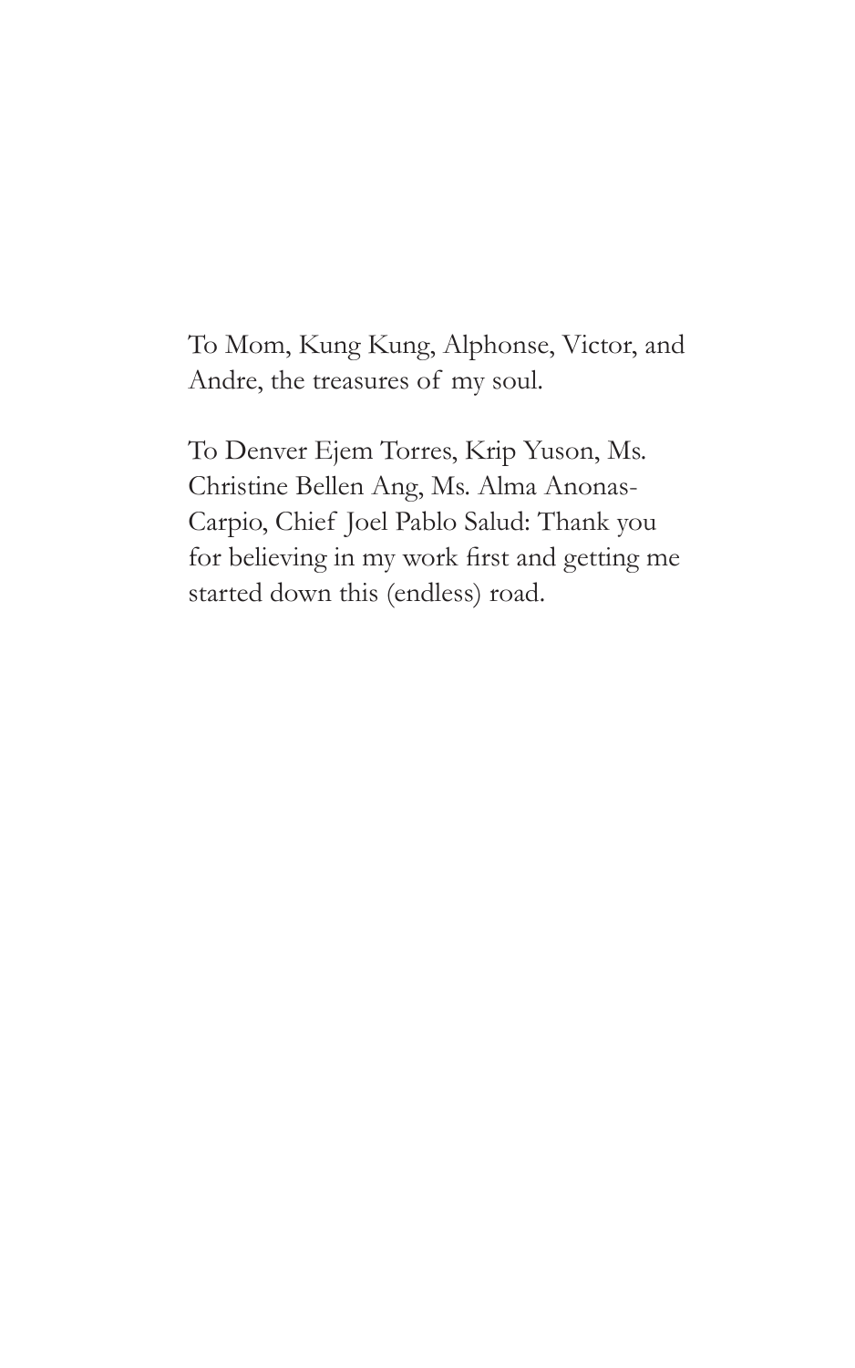To Mom, Kung Kung, Alphonse, Victor, and Andre, the treasures of my soul.

To Denver Ejem Torres, Krip Yuson, Ms. Christine Bellen Ang, Ms. Alma Anonas-Carpio, Chief Joel Pablo Salud: Thank you for believing in my work first and getting me started down this (endless) road.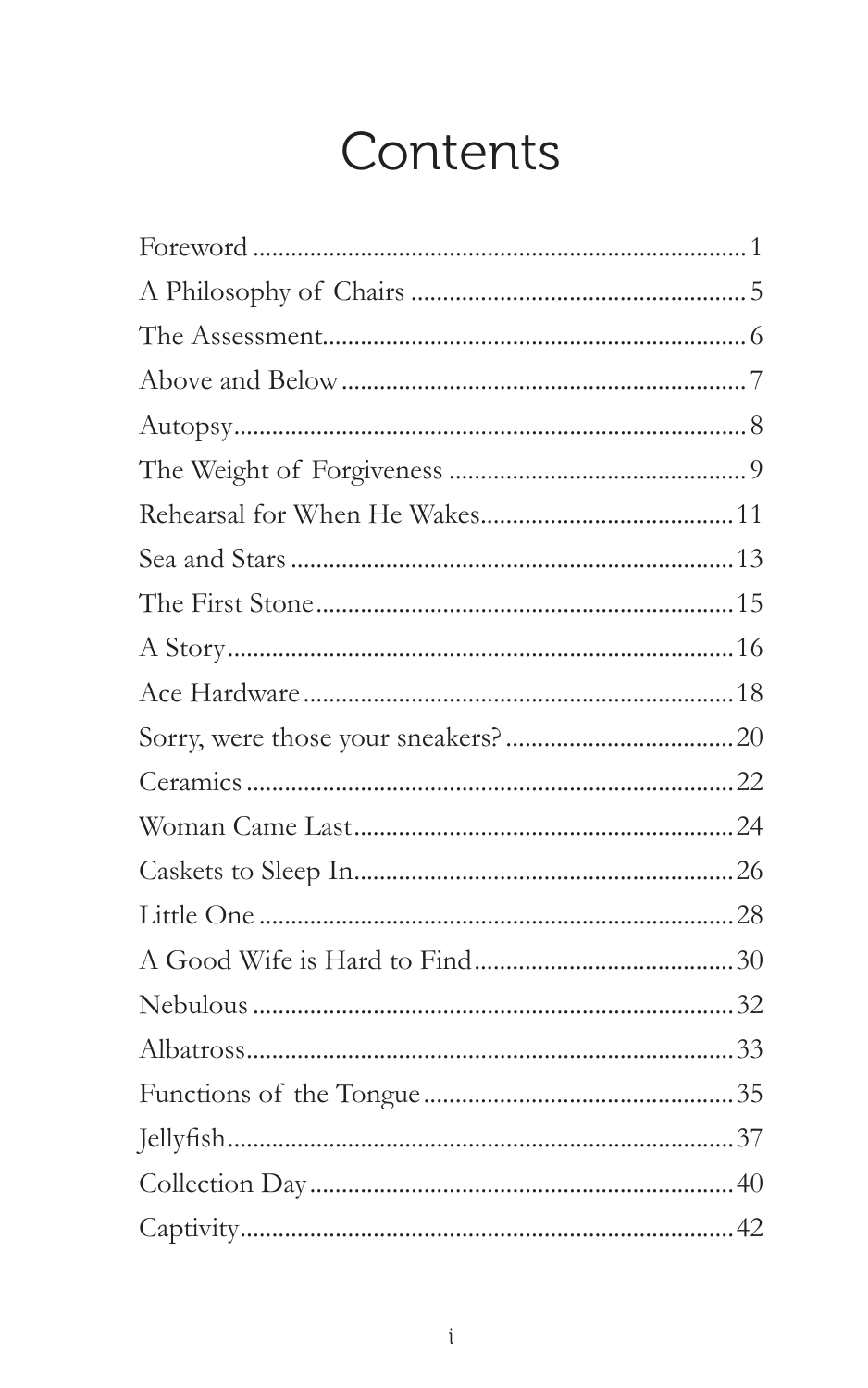# Contents

Foreword ........................................................................ 1
A Philosophy of Chairs ...................................................... 5
The Assessment.................................................................. 6
Above and Below................................................................ 7
Autopsy............................................................................... 8
The Weight of Forgiveness ................................................ 9
Rehearsal for When He Wakes......................................... 11
Sea and Stars ..................................................................... 13
The First Stone.................................................................. 15
A Story............................................................................... 16
Ace Hardware ................................................................... 18
Sorry, were those your sneakers? .................................... 20
Ceramics ........................................................................... 22
Woman Came Last............................................................ 24
Caskets to Sleep In............................................................ 26
Little One .......................................................................... 28
A Good Wife is Hard to Find........................................... 30
Nebulous ........................................................................... 32
Albatross............................................................................ 33
Functions of the Tongue.................................................. 35
Jellyfish.............................................................................. 37
Collection Day.................................................................. 40
Captivity............................................................................. 42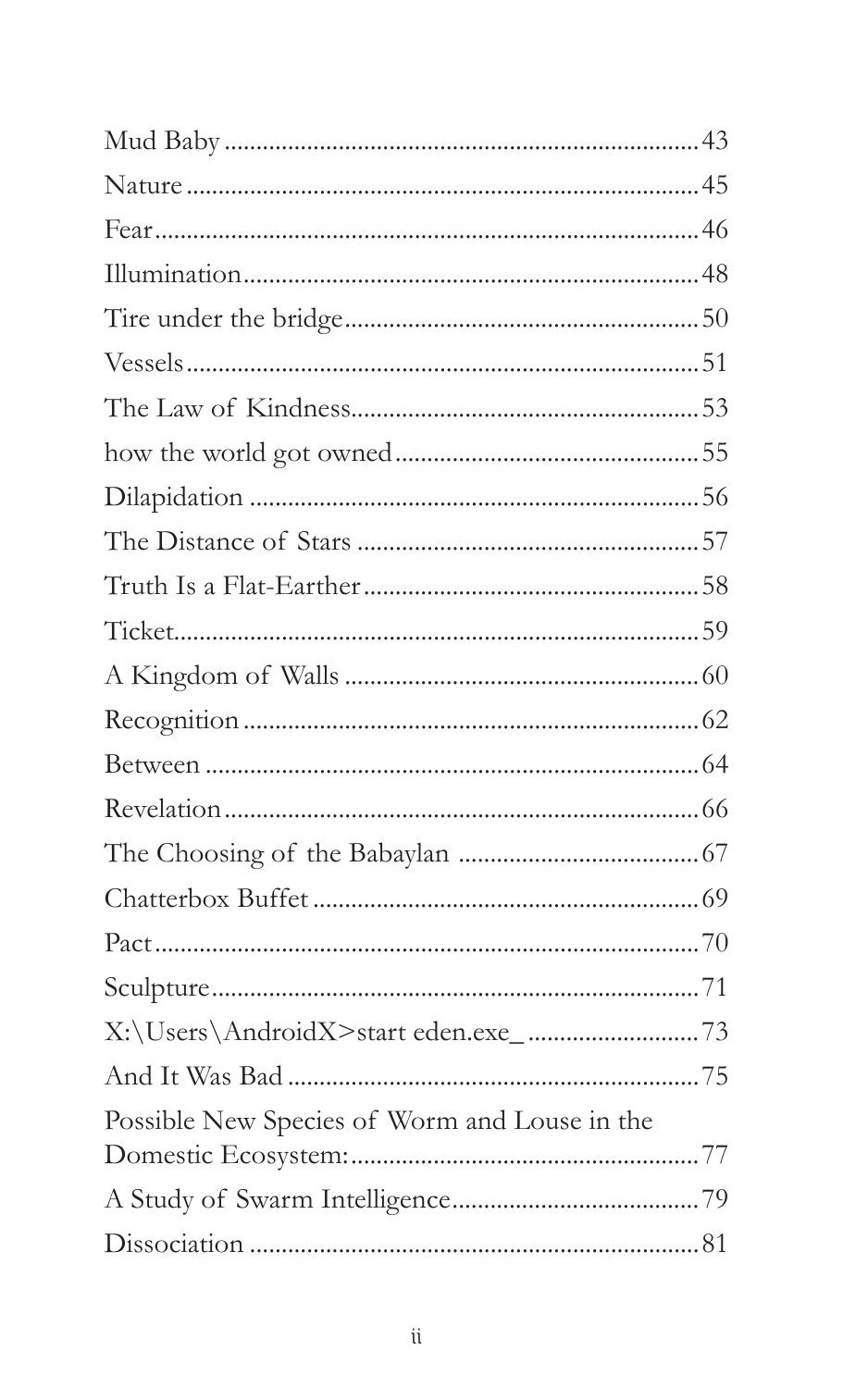Mud Baby ........................................................................ 43
Nature ........................................................................... 45
Fear ............................................................................... 46
Illumination ..................................................................... 48
Tire under the bridge ....................................................... 50
Vessels ........................................................................... 51
The Law of Kindness ....................................................... 53
how the world got owned .................................................. 55
Dilapidation ..................................................................... 56
The Distance of Stars ....................................................... 57
Truth Is a Flat-Earther ...................................................... 58
Ticket ............................................................................. 59
A Kingdom of Walls ......................................................... 60
Recognition ..................................................................... 62
Between .......................................................................... 64
Revelation ....................................................................... 66
The Choosing of the Babaylan .......................................... 67
Chatterbox Buffet ............................................................ 69
Pact ................................................................................ 70
Sculpture ........................................................................ 71
X:\Users\AndroidX>start eden.exe_ ................................. 73
And It Was Bad ................................................................ 75
Possible New Species of Worm and Louse in the Domestic Ecosystem: ........................................................ 77
A Study of Swarm Intelligence .......................................... 79
Dissociation ..................................................................... 81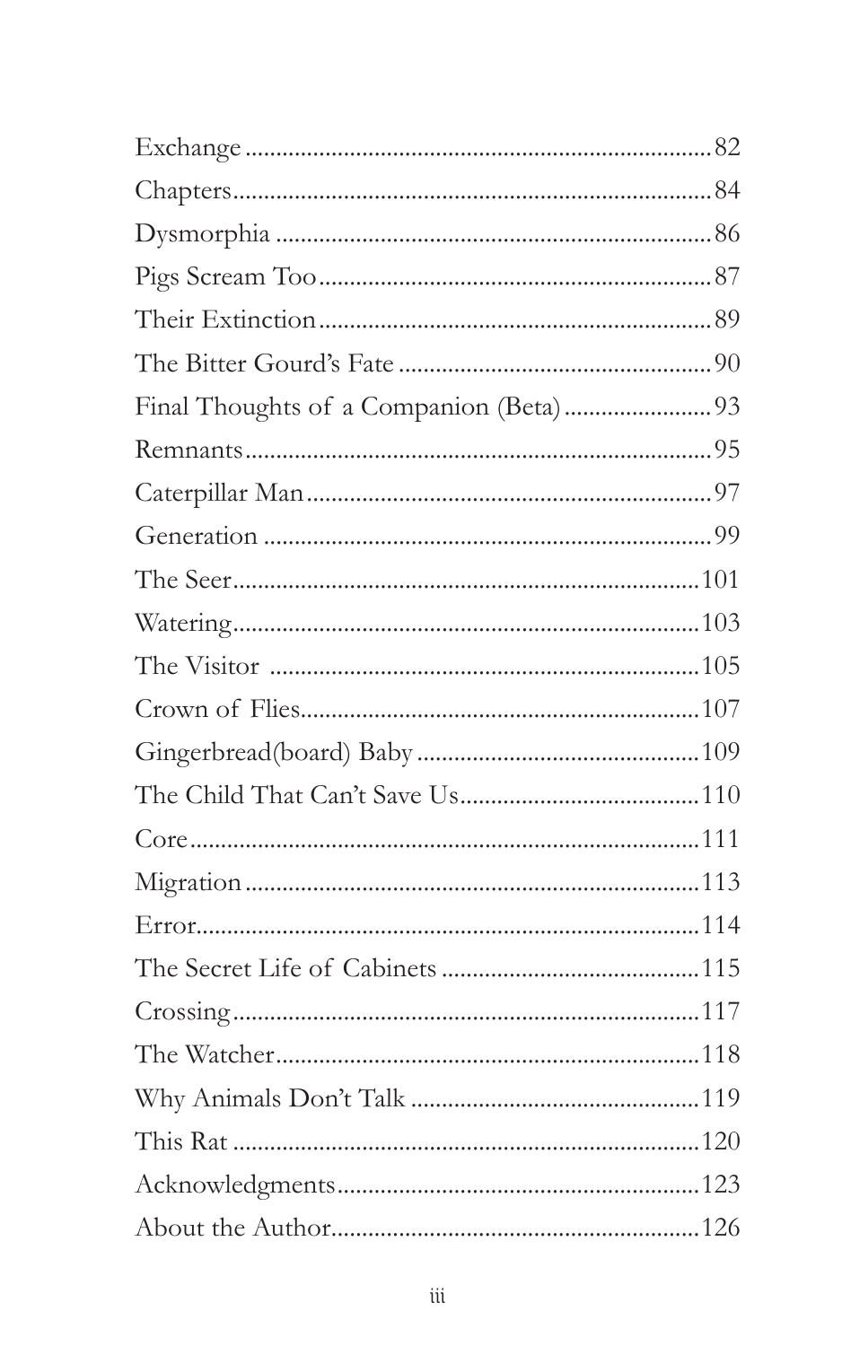Exchange ........ 82
Chapters ........ 84
Dysmorphia ........ 86
Pigs Scream Too ........ 87
Their Extinction ........ 89
The Bitter Gourd's Fate ........ 90
Final Thoughts of a Companion (Beta) ........ 93
Remnants ........ 95
Caterpillar Man ........ 97
Generation ........ 99
The Seer ........ 101
Watering ........ 103
The Visitor ........ 105
Crown of Flies ........ 107
Gingerbread(board) Baby ........ 109
The Child That Can't Save Us ........ 110
Core ........ 111
Migration ........ 113
Error ........ 114
The Secret Life of Cabinets ........ 115
Crossing ........ 117
The Watcher ........ 118
Why Animals Don't Talk ........ 119
This Rat ........ 120
Acknowledgments ........ 123
About the Author ........ 126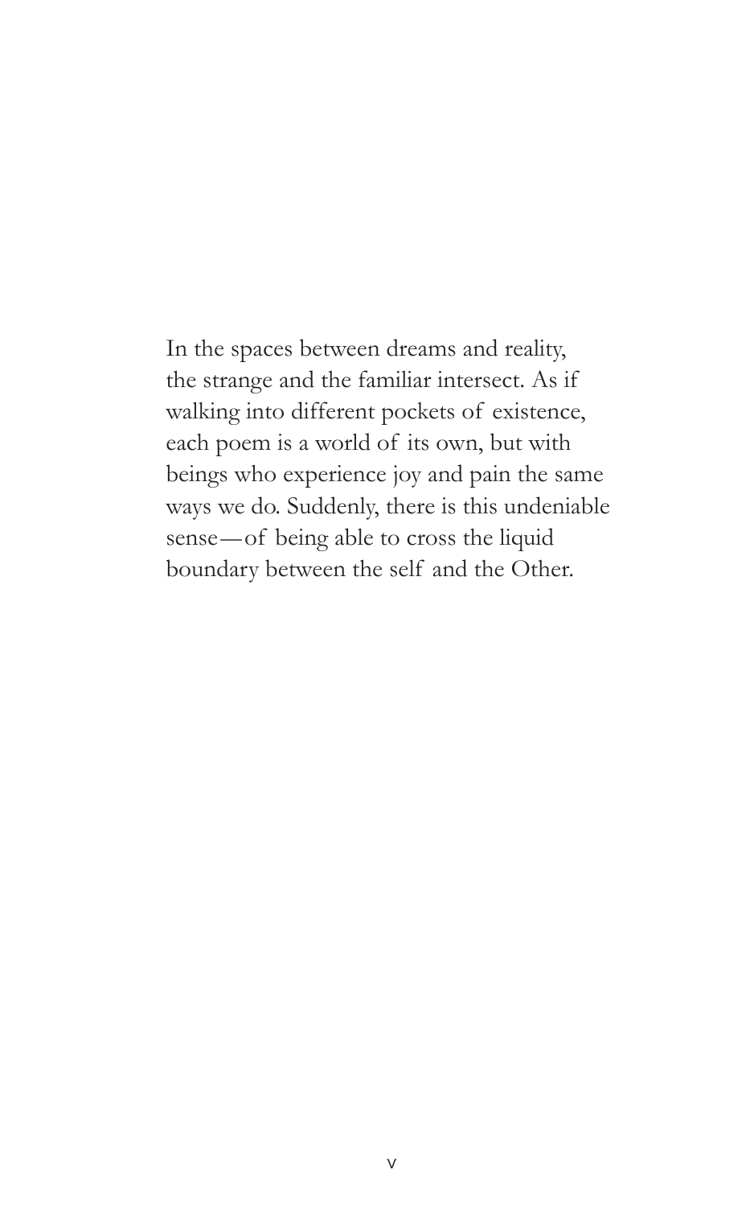In the spaces between dreams and reality, the strange and the familiar intersect. As if walking into different pockets of existence, each poem is a world of its own, but with beings who experience joy and pain the same ways we do. Suddenly, there is this undeniable sense—of being able to cross the liquid boundary between the self and the Other.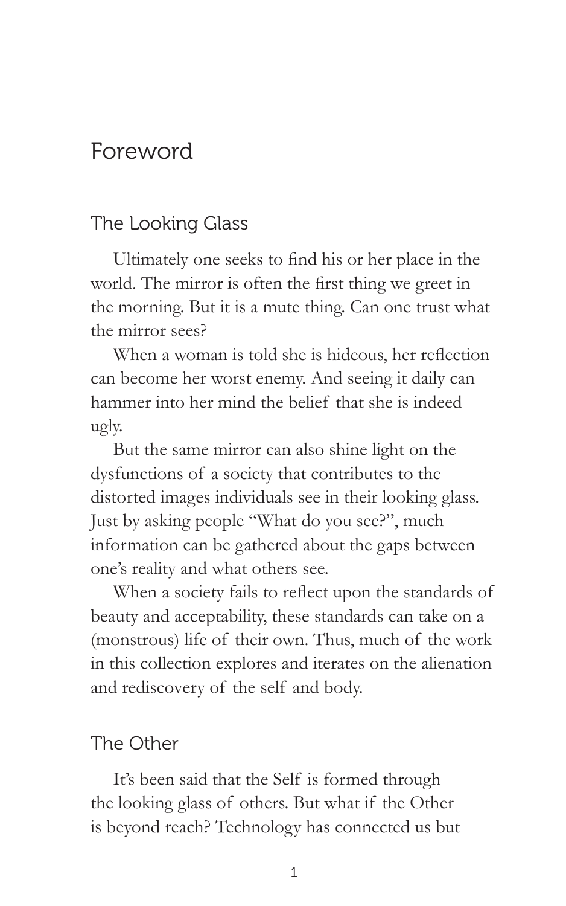# Foreword

## The Looking Glass

Ultimately one seeks to find his or her place in the world. The mirror is often the first thing we greet in the morning. But it is a mute thing. Can one trust what the mirror sees?

When a woman is told she is hideous, her reflection can become her worst enemy. And seeing it daily can hammer into her mind the belief that she is indeed ugly.

But the same mirror can also shine light on the dysfunctions of a society that contributes to the distorted images individuals see in their looking glass. Just by asking people "What do you see?", much information can be gathered about the gaps between one's reality and what others see.

When a society fails to reflect upon the standards of beauty and acceptability, these standards can take on a (monstrous) life of their own. Thus, much of the work in this collection explores and iterates on the alienation and rediscovery of the self and body.

## The Other

It's been said that the Self is formed through the looking glass of others. But what if the Other is beyond reach? Technology has connected us but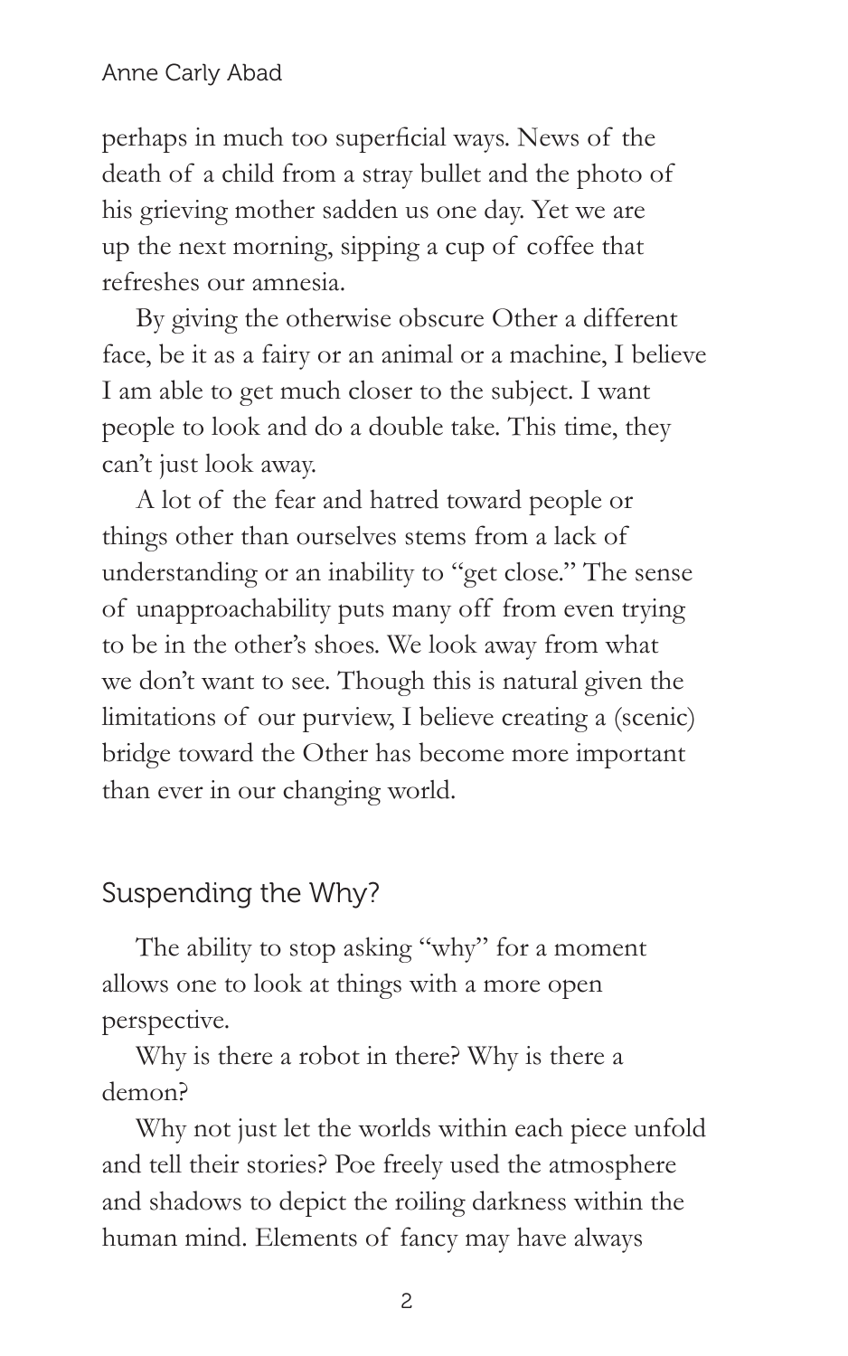perhaps in much too superficial ways. News of the death of a child from a stray bullet and the photo of his grieving mother sadden us one day. Yet we are up the next morning, sipping a cup of coffee that refreshes our amnesia.

By giving the otherwise obscure Other a different face, be it as a fairy or an animal or a machine, I believe I am able to get much closer to the subject. I want people to look and do a double take. This time, they can't just look away.

A lot of the fear and hatred toward people or things other than ourselves stems from a lack of understanding or an inability to "get close." The sense of unapproachability puts many off from even trying to be in the other's shoes. We look away from what we don't want to see. Though this is natural given the limitations of our purview, I believe creating a (scenic) bridge toward the Other has become more important than ever in our changing world.

## Suspending the Why?

The ability to stop asking "why" for a moment allows one to look at things with a more open perspective.

Why is there a robot in there? Why is there a demon?

Why not just let the worlds within each piece unfold and tell their stories? Poe freely used the atmosphere and shadows to depict the roiling darkness within the human mind. Elements of fancy may have always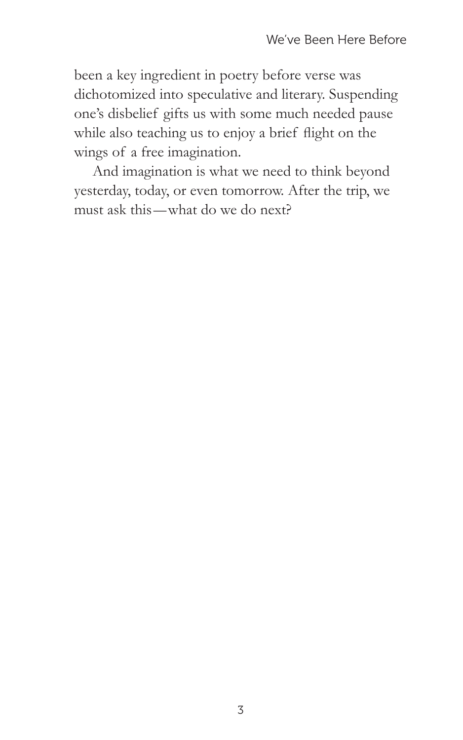been a key ingredient in poetry before verse was dichotomized into speculative and literary. Suspending one's disbelief gifts us with some much needed pause while also teaching us to enjoy a brief flight on the wings of a free imagination.

And imagination is what we need to think beyond yesterday, today, or even tomorrow. After the trip, we must ask this—what do we do next?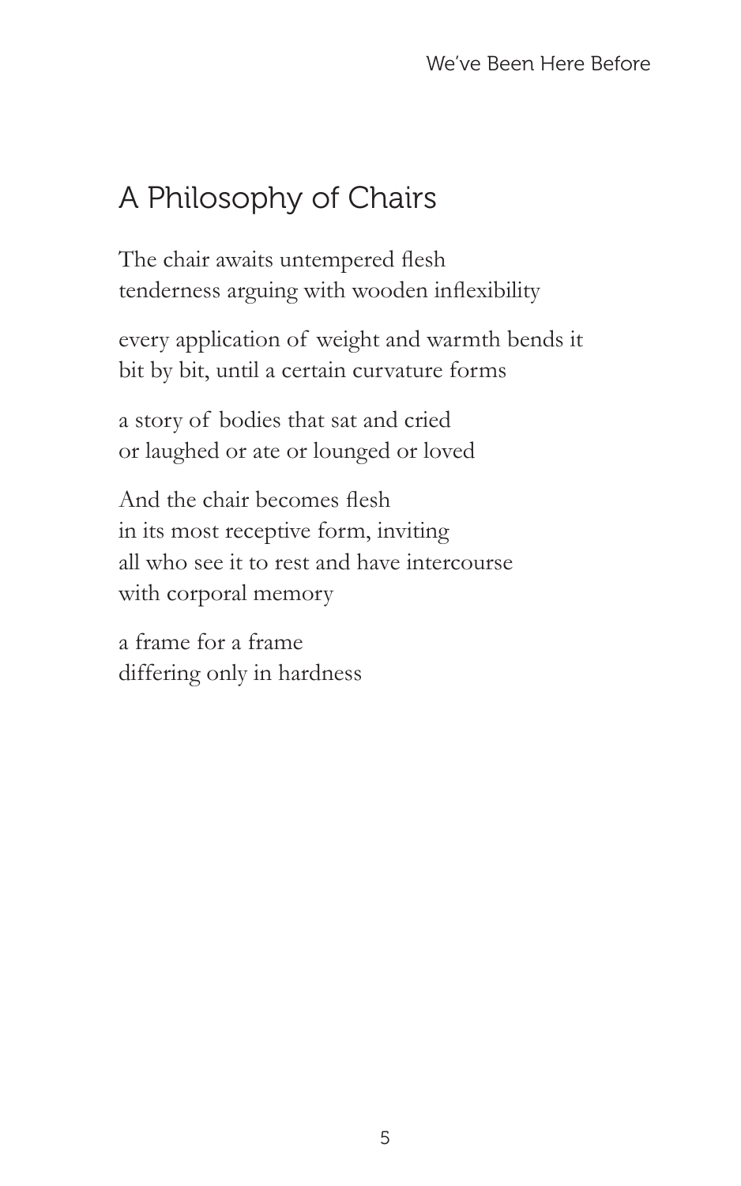## A Philosophy of Chairs

The chair awaits untempered flesh  
tenderness arguing with wooden inflexibility

every application of weight and warmth bends it  
bit by bit, until a certain curvature forms

a story of bodies that sat and cried  
or laughed or ate or lounged or loved

And the chair becomes flesh  
in its most receptive form, inviting  
all who see it to rest and have intercourse  
with corporal memory

a frame for a frame  
differing only in hardness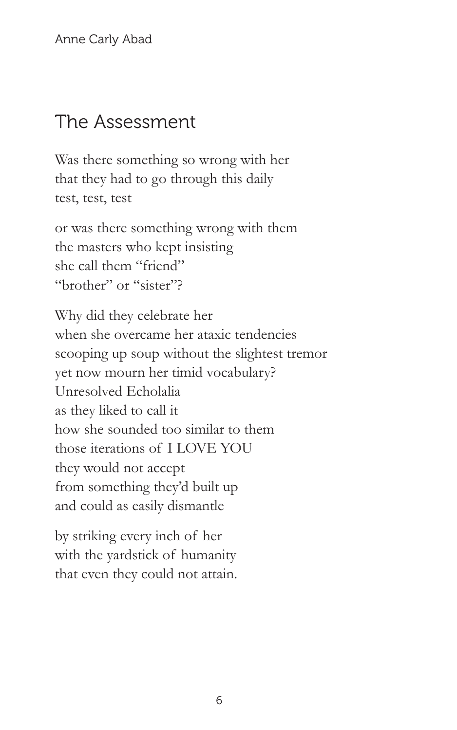## The Assessment

Was there something so wrong with her  
that they had to go through this daily  
test, test, test

or was there something wrong with them  
the masters who kept insisting  
she call them "friend"  
"brother" or "sister"?

Why did they celebrate her  
when she overcame her ataxic tendencies  
scooping up soup without the slightest tremor  
yet now mourn her timid vocabulary?  
Unresolved Echolalia  
as they liked to call it  
how she sounded too similar to them  
those iterations of I LOVE YOU  
they would not accept  
from something they'd built up  
and could as easily dismantle

by striking every inch of her  
with the yardstick of humanity  
that even they could not attain.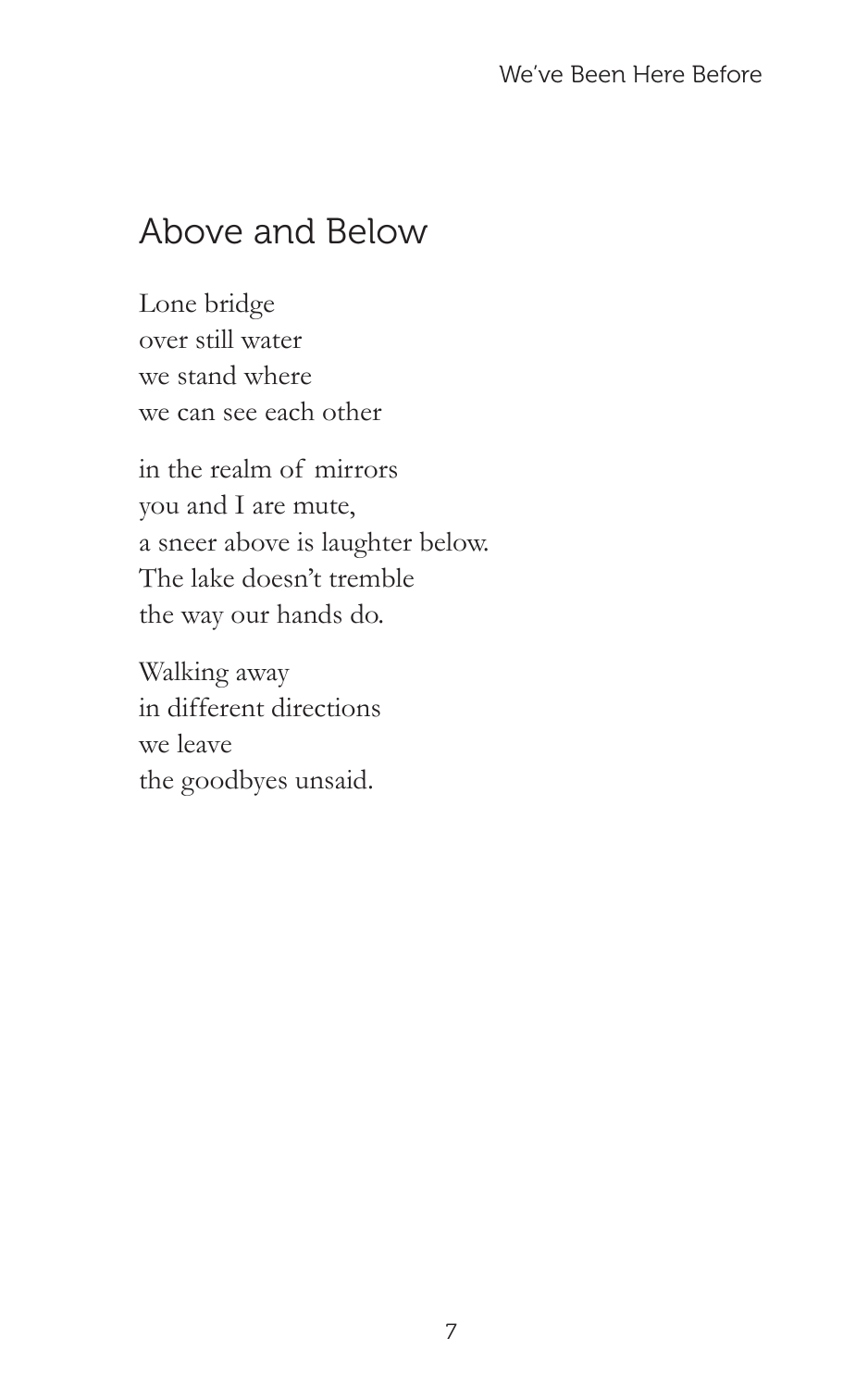## Above and Below

Lone bridge  
over still water  
we stand where  
we can see each other

in the realm of mirrors  
you and I are mute,  
a sneer above is laughter below.  
The lake doesn't tremble  
the way our hands do.

Walking away  
in different directions  
we leave  
the goodbyes unsaid.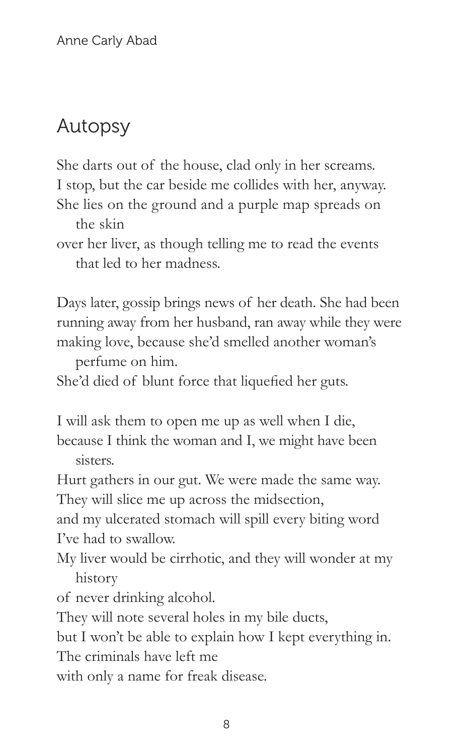# Autopsy

She darts out of the house, clad only in her screams.
I stop, but the car beside me collides with her, anyway.
She lies on the ground and a purple map spreads on the skin
over her liver, as though telling me to read the events that led to her madness.

Days later, gossip brings news of her death. She had been
running away from her husband, ran away while they were
making love, because she'd smelled another woman's perfume on him.
She'd died of blunt force that liquefied her guts.

I will ask them to open me up as well when I die,
because I think the woman and I, we might have been sisters.
Hurt gathers in our gut. We were made the same way.
They will slice me up across the midsection,
and my ulcerated stomach will spill every biting word
I've had to swallow.
My liver would be cirrhotic, and they will wonder at my history
of never drinking alcohol.
They will note several holes in my bile ducts,
but I won't be able to explain how I kept everything in.
The criminals have left me
with only a name for freak disease.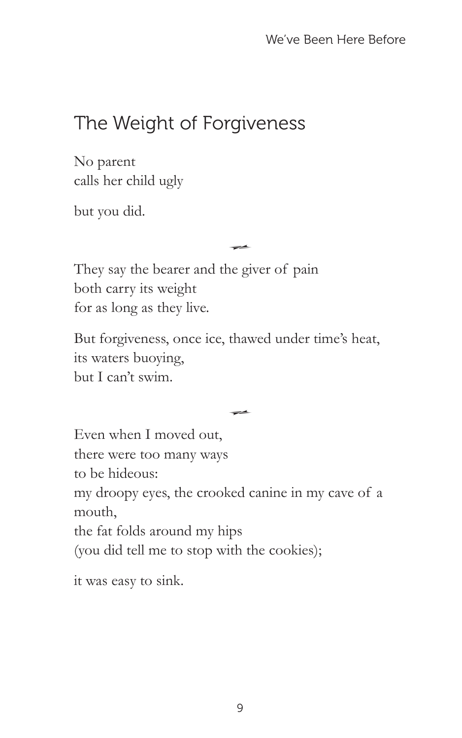## The Weight of Forgiveness

No parent  
calls her child ugly

but you did.

---

They say the bearer and the giver of pain  
both carry its weight  
for as long as they live.

But forgiveness, once ice, thawed under time's heat,  
its waters buoying,  
but I can't swim.

---

Even when I moved out,  
there were too many ways  
to be hideous:  
my droopy eyes, the crooked canine in my cave of a mouth,  
the fat folds around my hips  
(you did tell me to stop with the cookies);

it was easy to sink.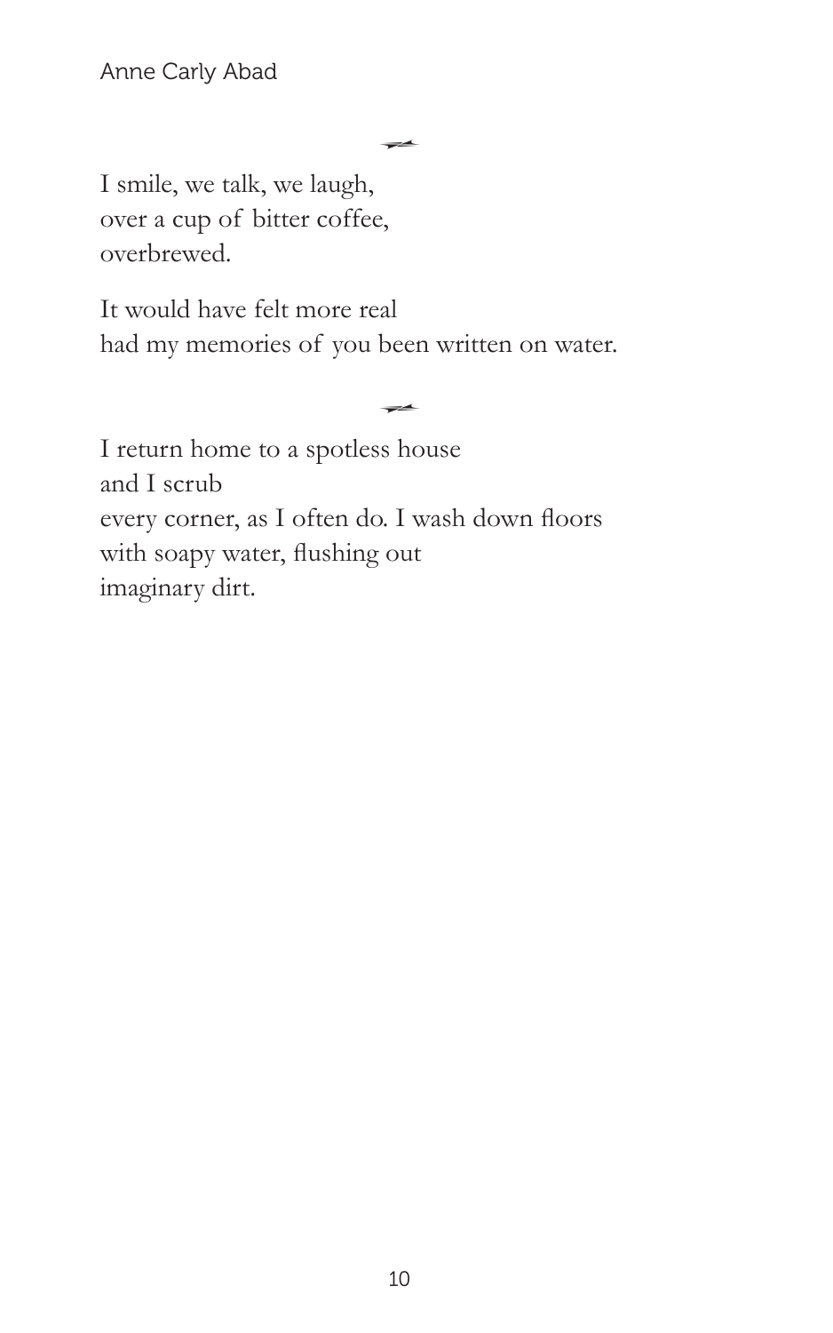I smile, we talk, we laugh,  
over a cup of bitter coffee,  
overbrewed.

It would have felt more real  
had my memories of you been written on water.

I return home to a spotless house  
and I scrub  
every corner, as I often do. I wash down floors  
with soapy water, flushing out  
imaginary dirt.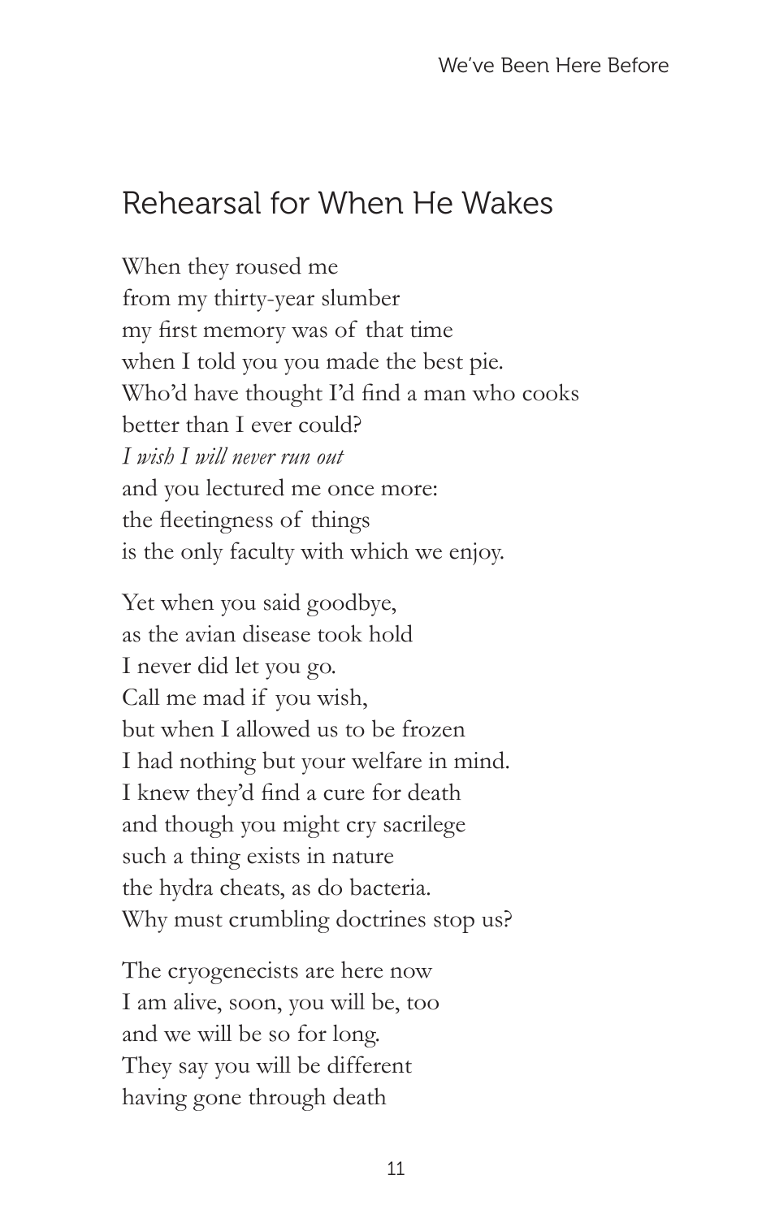## Rehearsal for When He Wakes

When they roused me  
from my thirty-year slumber  
my first memory was of that time  
when I told you you made the best pie.  
Who'd have thought I'd find a man who cooks  
better than I ever could?  
*I wish I will never run out*  
and you lectured me once more:  
the fleetingness of things  
is the only faculty with which we enjoy.

Yet when you said goodbye,  
as the avian disease took hold  
I never did let you go.  
Call me mad if you wish,  
but when I allowed us to be frozen  
I had nothing but your welfare in mind.  
I knew they'd find a cure for death  
and though you might cry sacrilege  
such a thing exists in nature  
the hydra cheats, as do bacteria.  
Why must crumbling doctrines stop us?

The cryogenecists are here now  
I am alive, soon, you will be, too  
and we will be so for long.  
They say you will be different  
having gone through death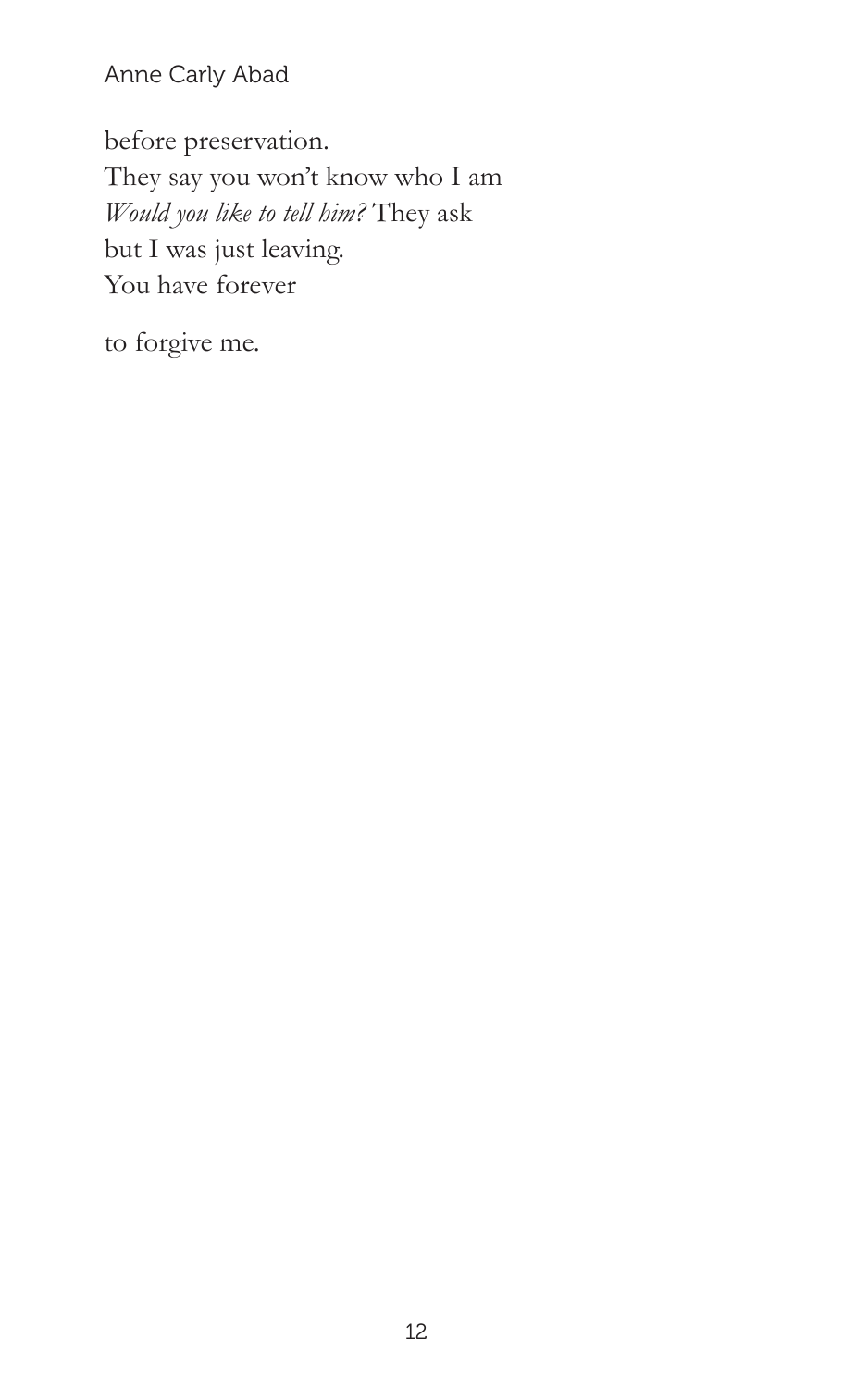before preservation.  
They say you won't know who I am  
*Would you like to tell him?* They ask  
but I was just leaving.  
You have forever

to forgive me.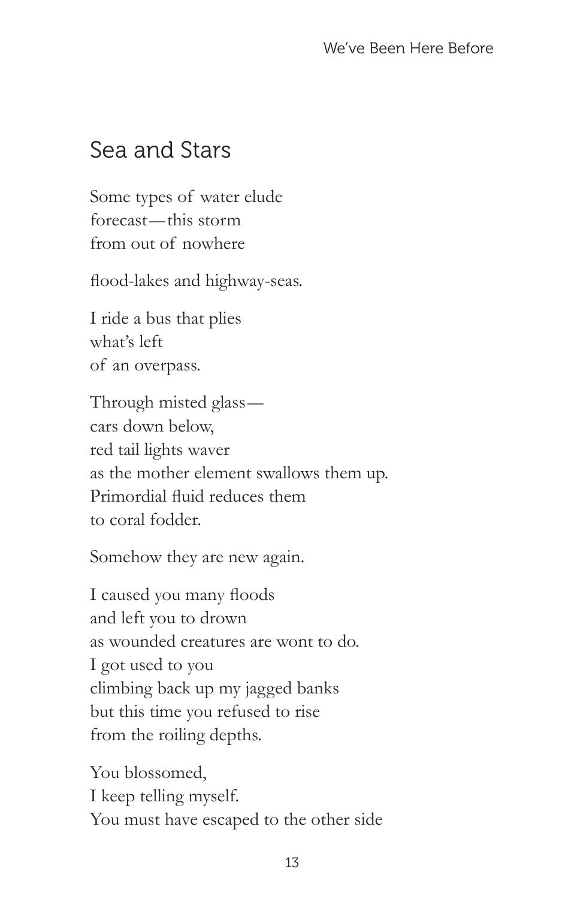## Sea and Stars

Some types of water elude  
forecast—this storm  
from out of nowhere

flood-lakes and highway-seas.

I ride a bus that plies  
what's left  
of an overpass.

Through misted glass—  
cars down below,  
red tail lights waver  
as the mother element swallows them up.  
Primordial fluid reduces them  
to coral fodder.

Somehow they are new again.

I caused you many floods  
and left you to drown  
as wounded creatures are wont to do.  
I got used to you  
climbing back up my jagged banks  
but this time you refused to rise  
from the roiling depths.

You blossomed,  
I keep telling myself.  
You must have escaped to the other side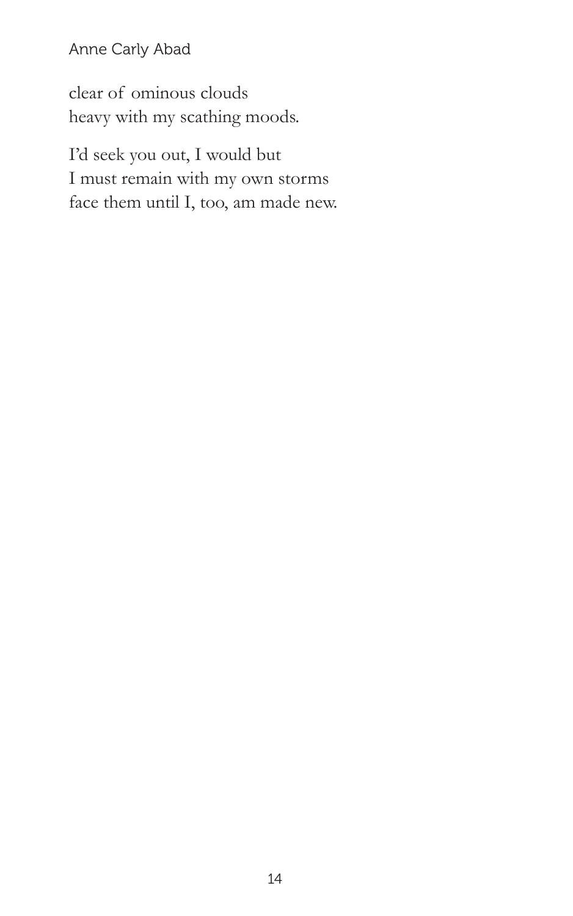clear of ominous clouds
heavy with my scathing moods.

I'd seek you out, I would but
I must remain with my own storms
face them until I, too, am made new.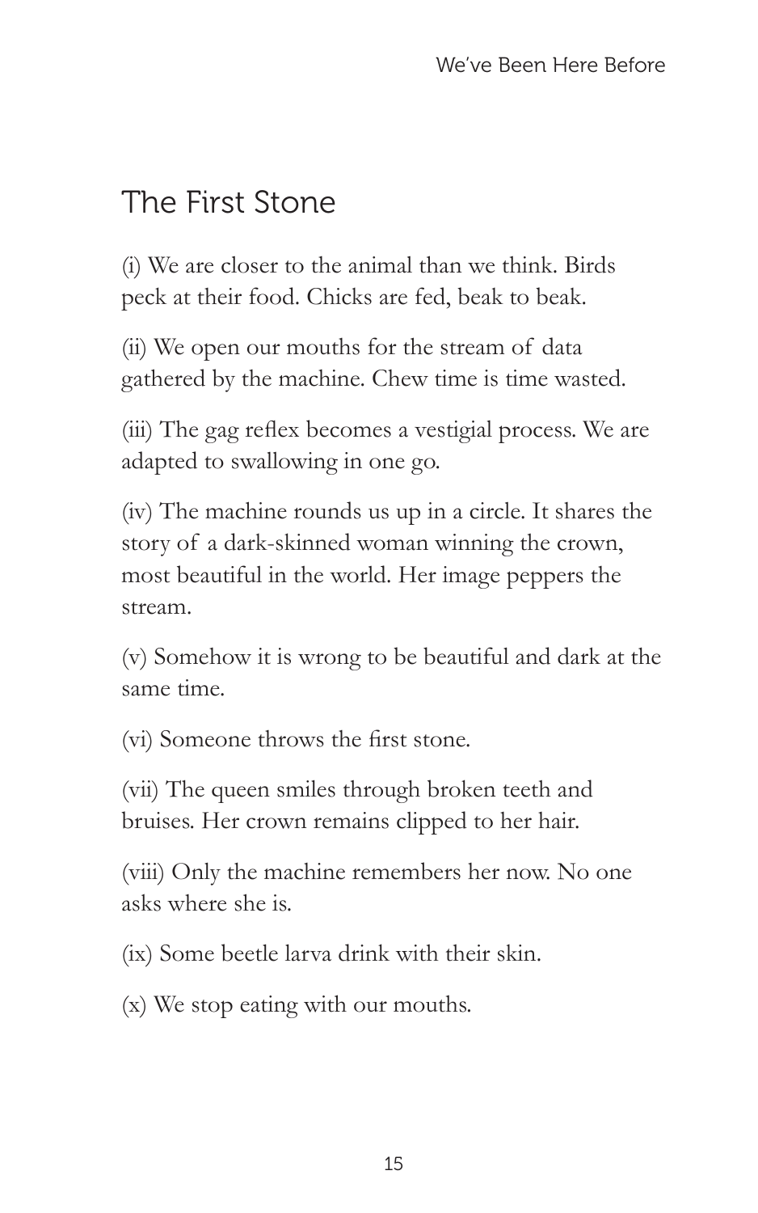## The First Stone

(i) We are closer to the animal than we think. Birds peck at their food. Chicks are fed, beak to beak.

(ii) We open our mouths for the stream of data gathered by the machine. Chew time is time wasted.

(iii) The gag reflex becomes a vestigial process. We are adapted to swallowing in one go.

(iv) The machine rounds us up in a circle. It shares the story of a dark-skinned woman winning the crown, most beautiful in the world. Her image peppers the stream.

(v) Somehow it is wrong to be beautiful and dark at the same time.

(vi) Someone throws the first stone.

(vii) The queen smiles through broken teeth and bruises. Her crown remains clipped to her hair.

(viii) Only the machine remembers her now. No one asks where she is.

(ix) Some beetle larva drink with their skin.

(x) We stop eating with our mouths.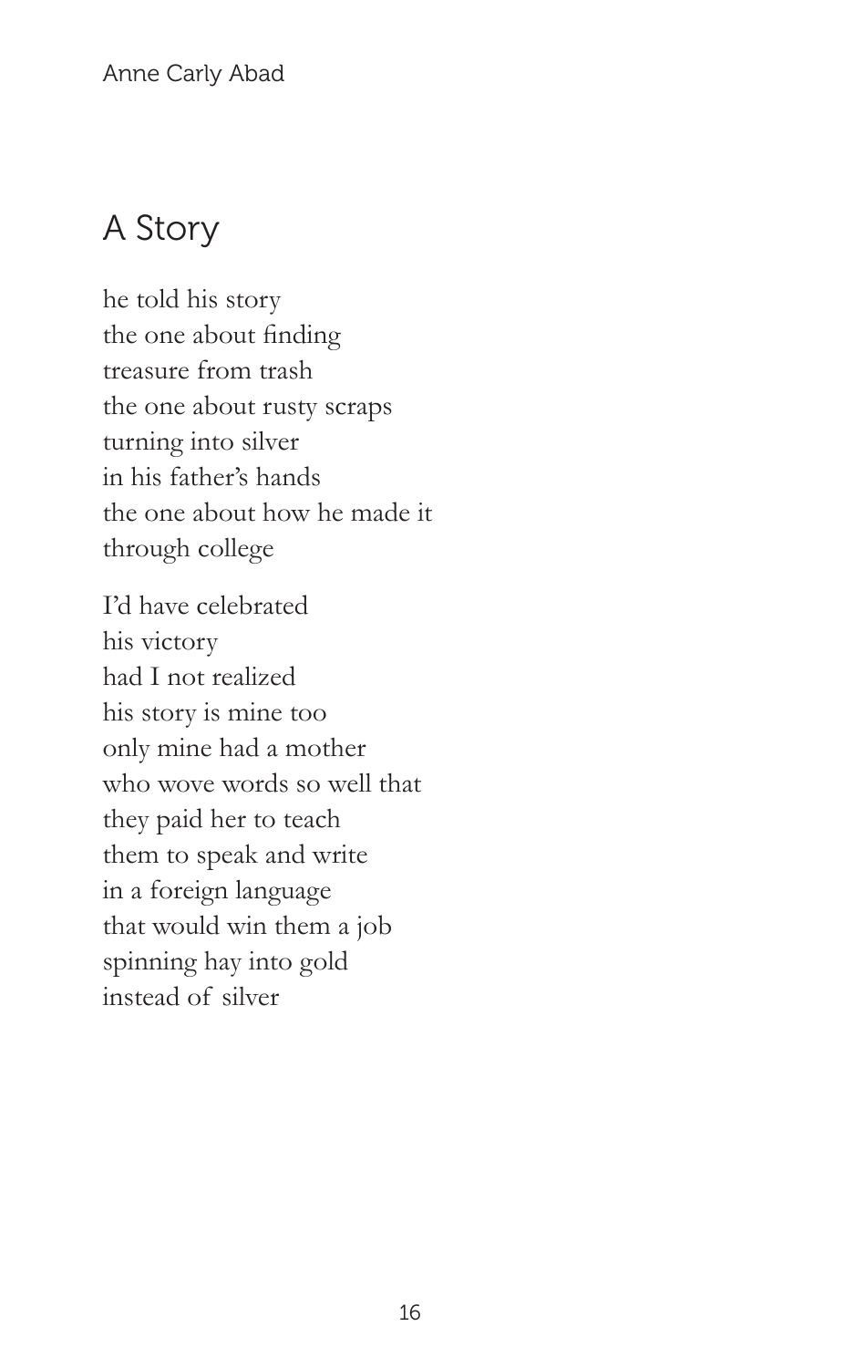## A Story

he told his story
the one about finding
treasure from trash
the one about rusty scraps
turning into silver
in his father's hands
the one about how he made it
through college

I'd have celebrated
his victory
had I not realized
his story is mine too
only mine had a mother
who wove words so well that
they paid her to teach
them to speak and write
in a foreign language
that would win them a job
spinning hay into gold
instead of silver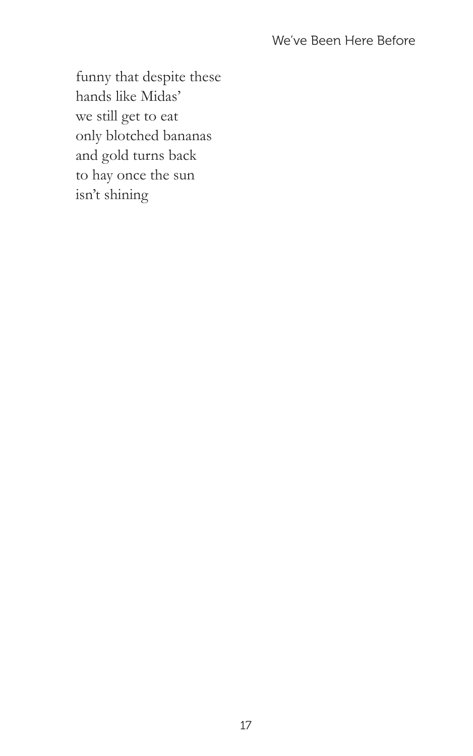funny that despite these  
hands like Midas'  
we still get to eat  
only blotched bananas  
and gold turns back  
to hay once the sun  
isn't shining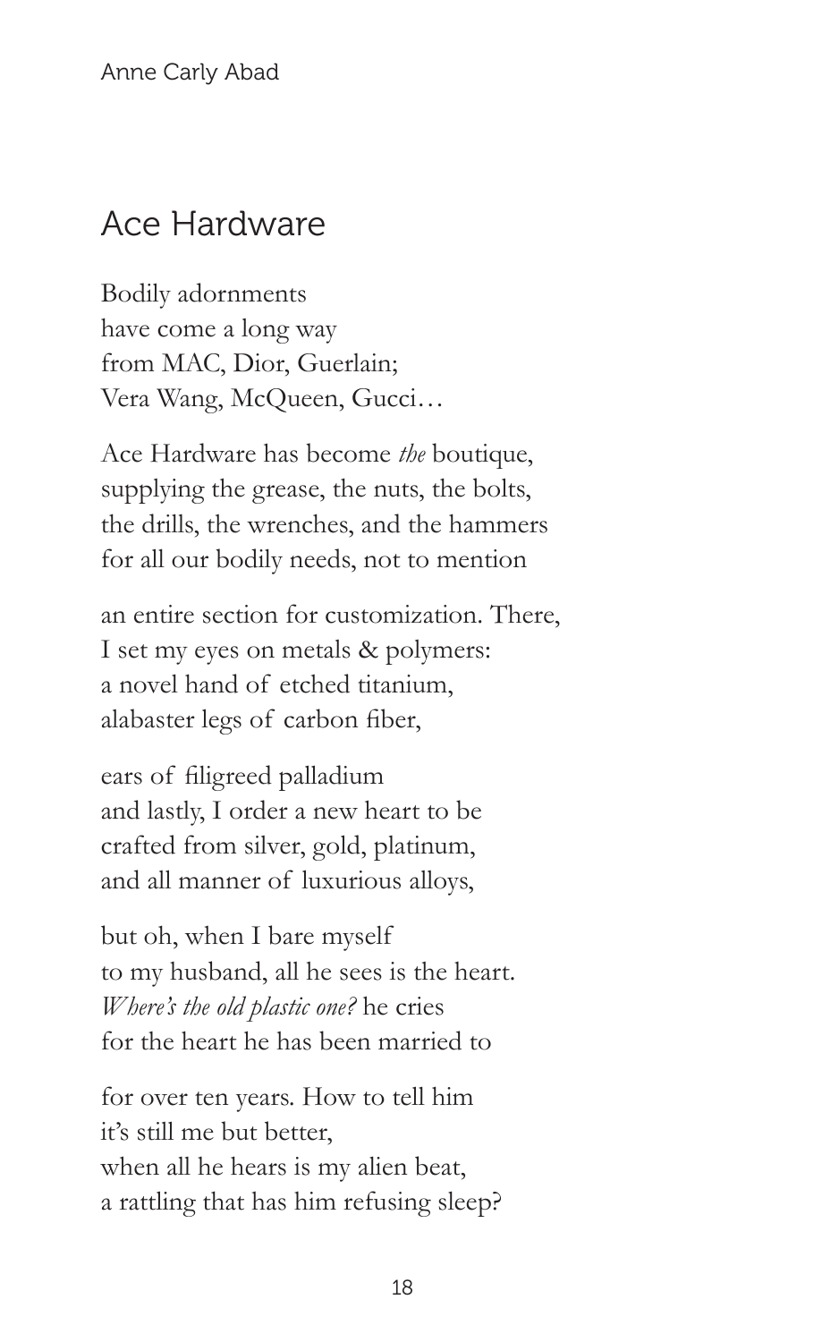## Ace Hardware

Bodily adornments
have come a long way
from MAC, Dior, Guerlain;
Vera Wang, McQueen, Gucci…

Ace Hardware has become *the* boutique,
supplying the grease, the nuts, the bolts,
the drills, the wrenches, and the hammers
for all our bodily needs, not to mention

an entire section for customization. There,
I set my eyes on metals & polymers:
a novel hand of etched titanium,
alabaster legs of carbon fiber,

ears of filigreed palladium
and lastly, I order a new heart to be
crafted from silver, gold, platinum,
and all manner of luxurious alloys,

but oh, when I bare myself
to my husband, all he sees is the heart.
*Where's the old plastic one?* he cries
for the heart he has been married to

for over ten years. How to tell him
it's still me but better,
when all he hears is my alien beat,
a rattling that has him refusing sleep?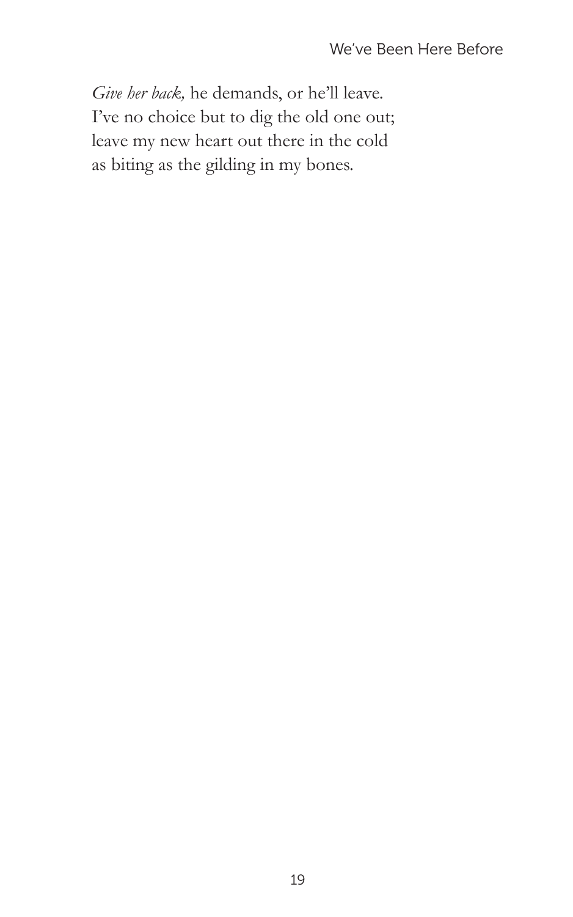*Give her back,* he demands, or he'll leave.
I've no choice but to dig the old one out;
leave my new heart out there in the cold
as biting as the gilding in my bones.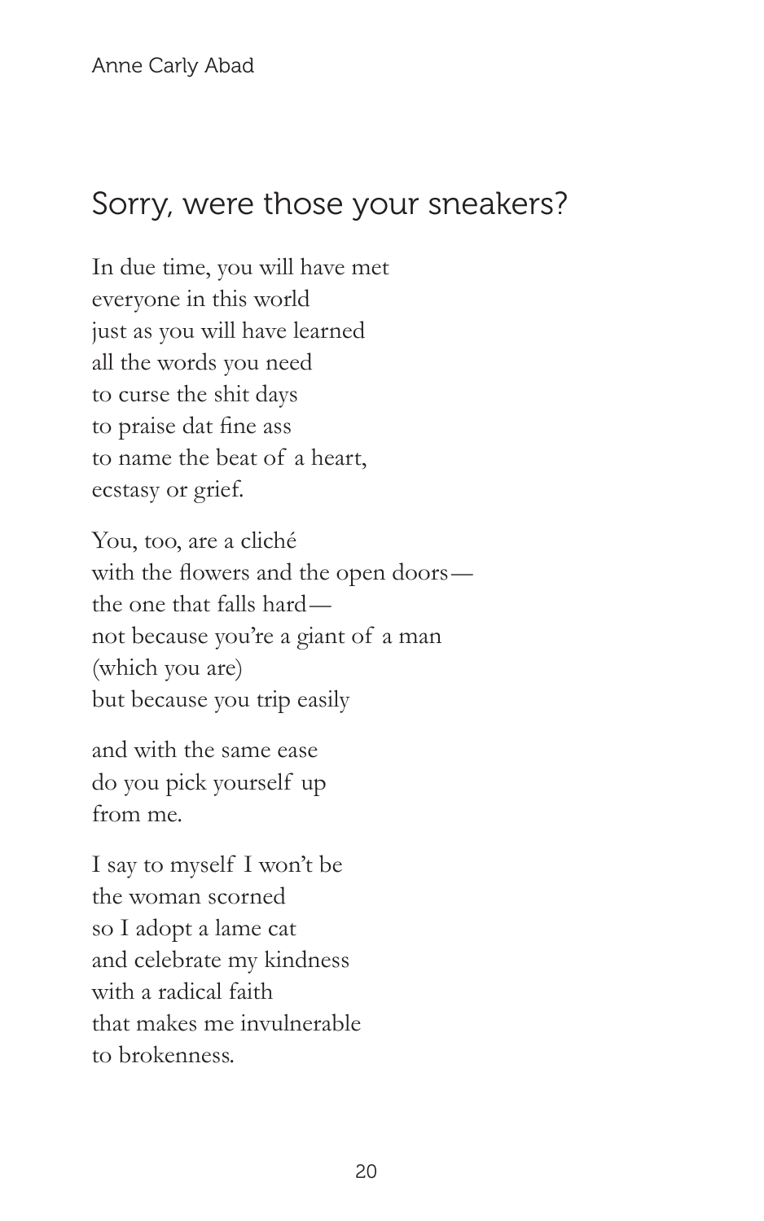## Sorry, were those your sneakers?

In due time, you will have met  
everyone in this world  
just as you will have learned  
all the words you need  
to curse the shit days  
to praise dat fine ass  
to name the beat of a heart,  
ecstasy or grief.

You, too, are a cliché  
with the flowers and the open doors—  
the one that falls hard—  
not because you're a giant of a man  
(which you are)  
but because you trip easily

and with the same ease  
do you pick yourself up  
from me.

I say to myself I won't be  
the woman scorned  
so I adopt a lame cat  
and celebrate my kindness  
with a radical faith  
that makes me invulnerable  
to brokenness.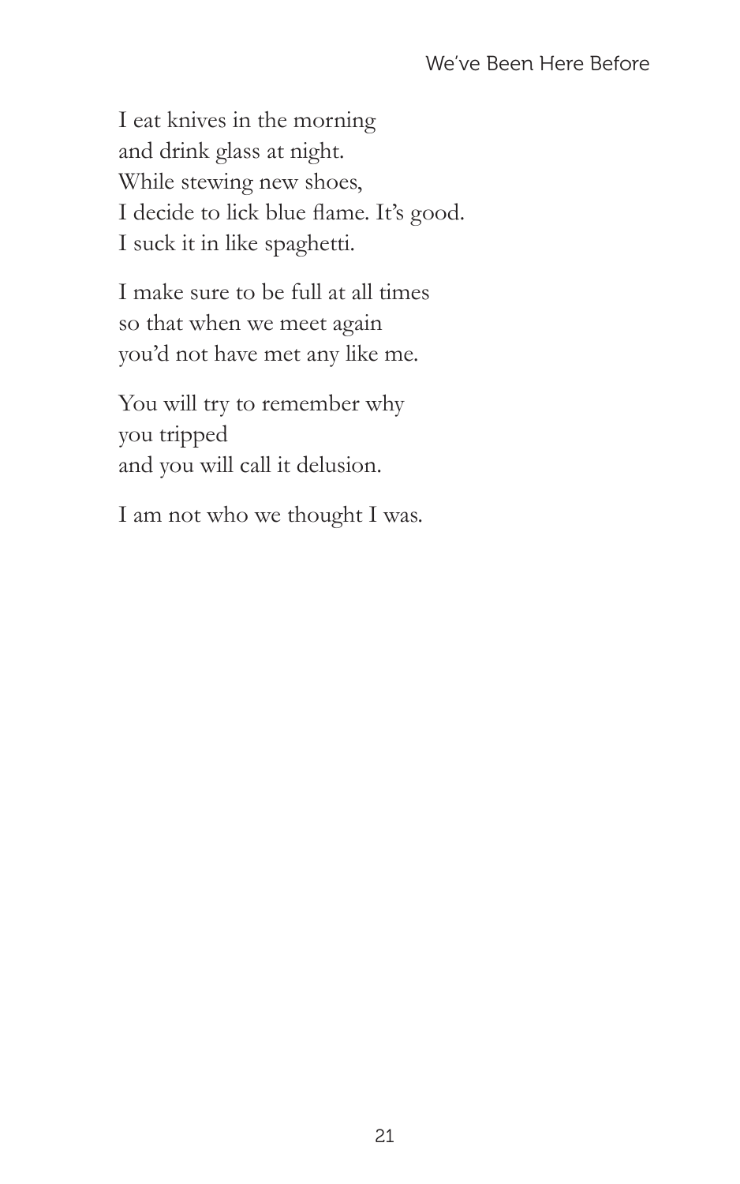I eat knives in the morning  
and drink glass at night.  
While stewing new shoes,  
I decide to lick blue flame. It's good.  
I suck it in like spaghetti.

I make sure to be full at all times  
so that when we meet again  
you'd not have met any like me.

You will try to remember why  
you tripped  
and you will call it delusion.

I am not who we thought I was.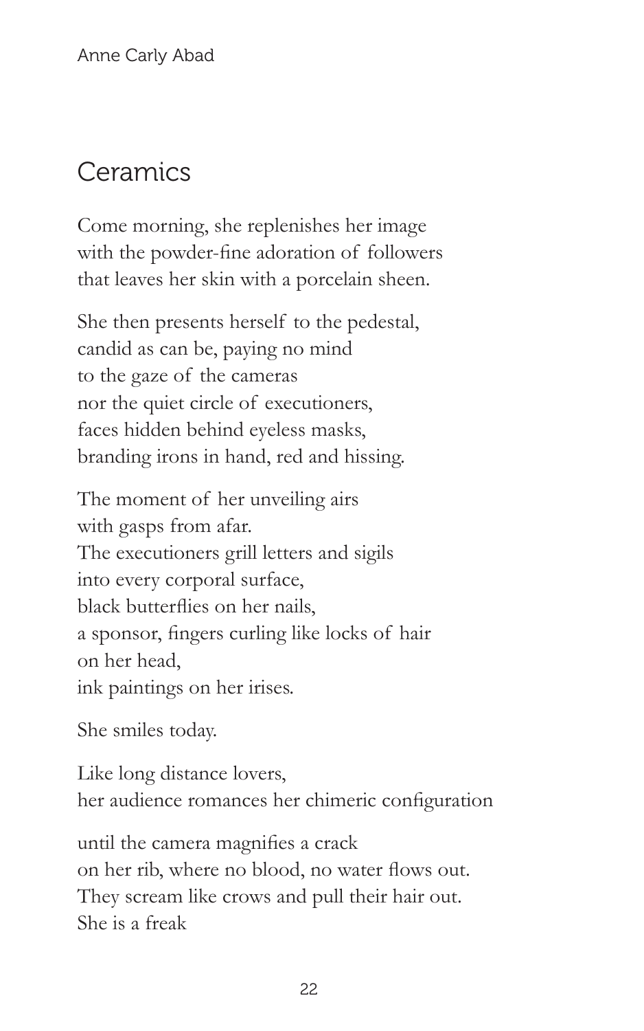Anne Carly Abad

## Ceramics

Come morning, she replenishes her image
with the powder-fine adoration of followers
that leaves her skin with a porcelain sheen.

She then presents herself to the pedestal,
candid as can be, paying no mind
to the gaze of the cameras
nor the quiet circle of executioners,
faces hidden behind eyeless masks,
branding irons in hand, red and hissing.

The moment of her unveiling airs
with gasps from afar.
The executioners grill letters and sigils
into every corporal surface,
black butterflies on her nails,
a sponsor, fingers curling like locks of hair
on her head,
ink paintings on her irises.

She smiles today.

Like long distance lovers,
her audience romances her chimeric configuration

until the camera magnifies a crack
on her rib, where no blood, no water flows out.
They scream like crows and pull their hair out.
She is a freak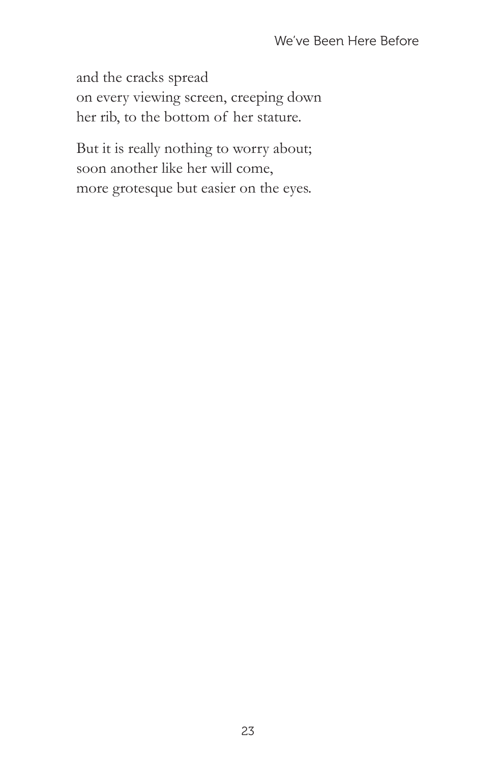and the cracks spread
on every viewing screen, creeping down
her rib, to the bottom of her stature.

But it is really nothing to worry about;
soon another like her will come,
more grotesque but easier on the eyes.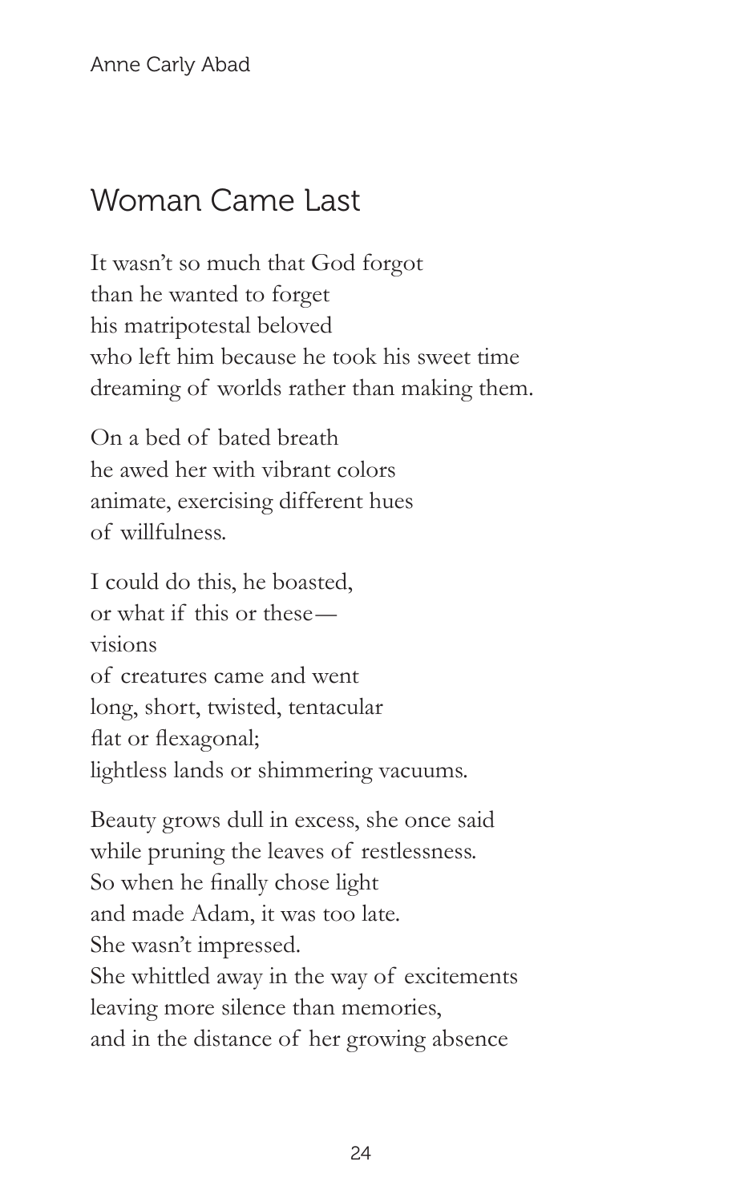## Woman Came Last

It wasn't so much that God forgot
than he wanted to forget
his matripotestal beloved
who left him because he took his sweet time
dreaming of worlds rather than making them.

On a bed of bated breath
he awed her with vibrant colors
animate, exercising different hues
of willfulness.

I could do this, he boasted,
or what if this or these—
visions
of creatures came and went
long, short, twisted, tentacular
flat or flexagonal;
lightless lands or shimmering vacuums.

Beauty grows dull in excess, she once said
while pruning the leaves of restlessness.
So when he finally chose light
and made Adam, it was too late.
She wasn't impressed.
She whittled away in the way of excitements
leaving more silence than memories,
and in the distance of her growing absence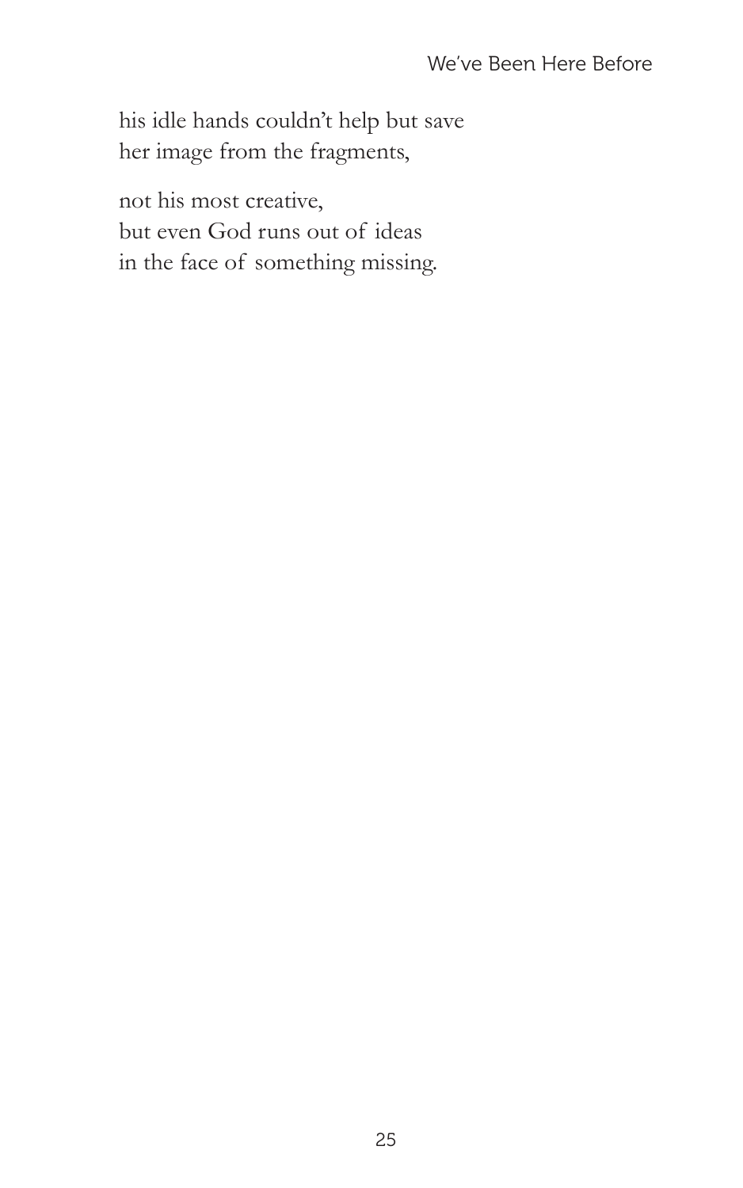his idle hands couldn't help but save
her image from the fragments,

not his most creative,
but even God runs out of ideas
in the face of something missing.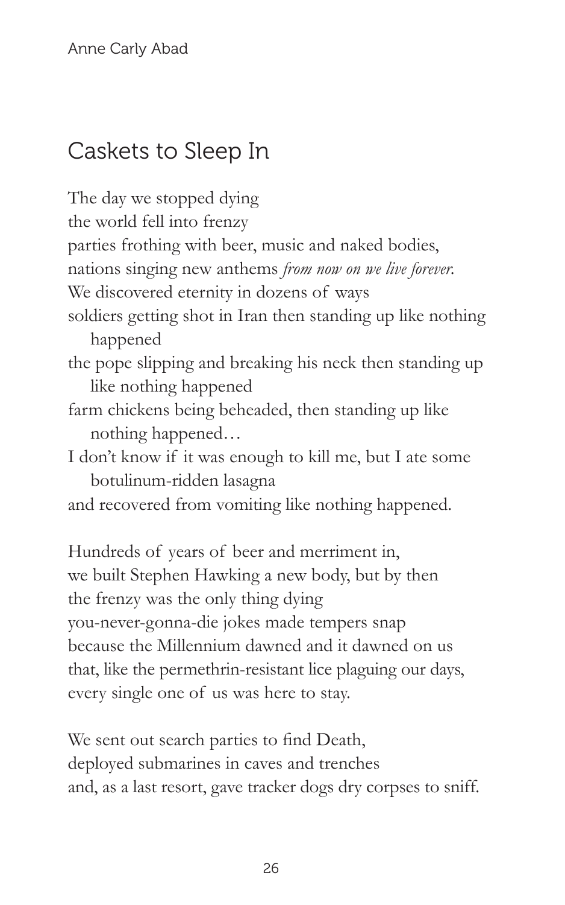## Caskets to Sleep In

The day we stopped dying  
the world fell into frenzy  
parties frothing with beer, music and naked bodies,  
nations singing new anthems *from now on we live forever.*  
We discovered eternity in dozens of ways  
soldiers getting shot in Iran then standing up like nothing happened  
the pope slipping and breaking his neck then standing up like nothing happened  
farm chickens being beheaded, then standing up like nothing happened…  
I don't know if it was enough to kill me, but I ate some botulinum-ridden lasagna  
and recovered from vomiting like nothing happened.

Hundreds of years of beer and merriment in,  
we built Stephen Hawking a new body, but by then  
the frenzy was the only thing dying  
you-never-gonna-die jokes made tempers snap  
because the Millennium dawned and it dawned on us  
that, like the permethrin-resistant lice plaguing our days,  
every single one of us was here to stay.

We sent out search parties to find Death,  
deployed submarines in caves and trenches  
and, as a last resort, gave tracker dogs dry corpses to sniff.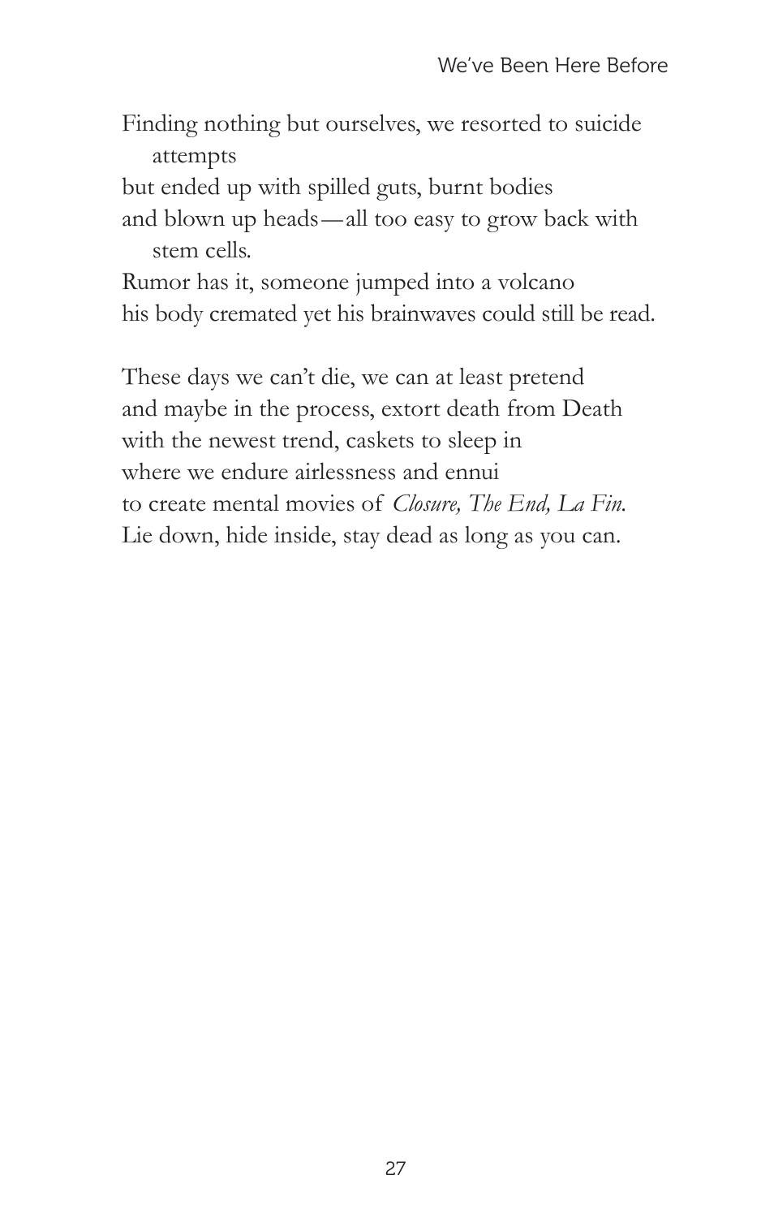Finding nothing but ourselves, we resorted to suicide attempts  
but ended up with spilled guts, burnt bodies  
and blown up heads—all too easy to grow back with stem cells.  
Rumor has it, someone jumped into a volcano  
his body cremated yet his brainwaves could still be read.

These days we can't die, we can at least pretend  
and maybe in the process, extort death from Death  
with the newest trend, caskets to sleep in  
where we endure airlessness and ennui  
to create mental movies of *Closure, The End, La Fin.*  
Lie down, hide inside, stay dead as long as you can.